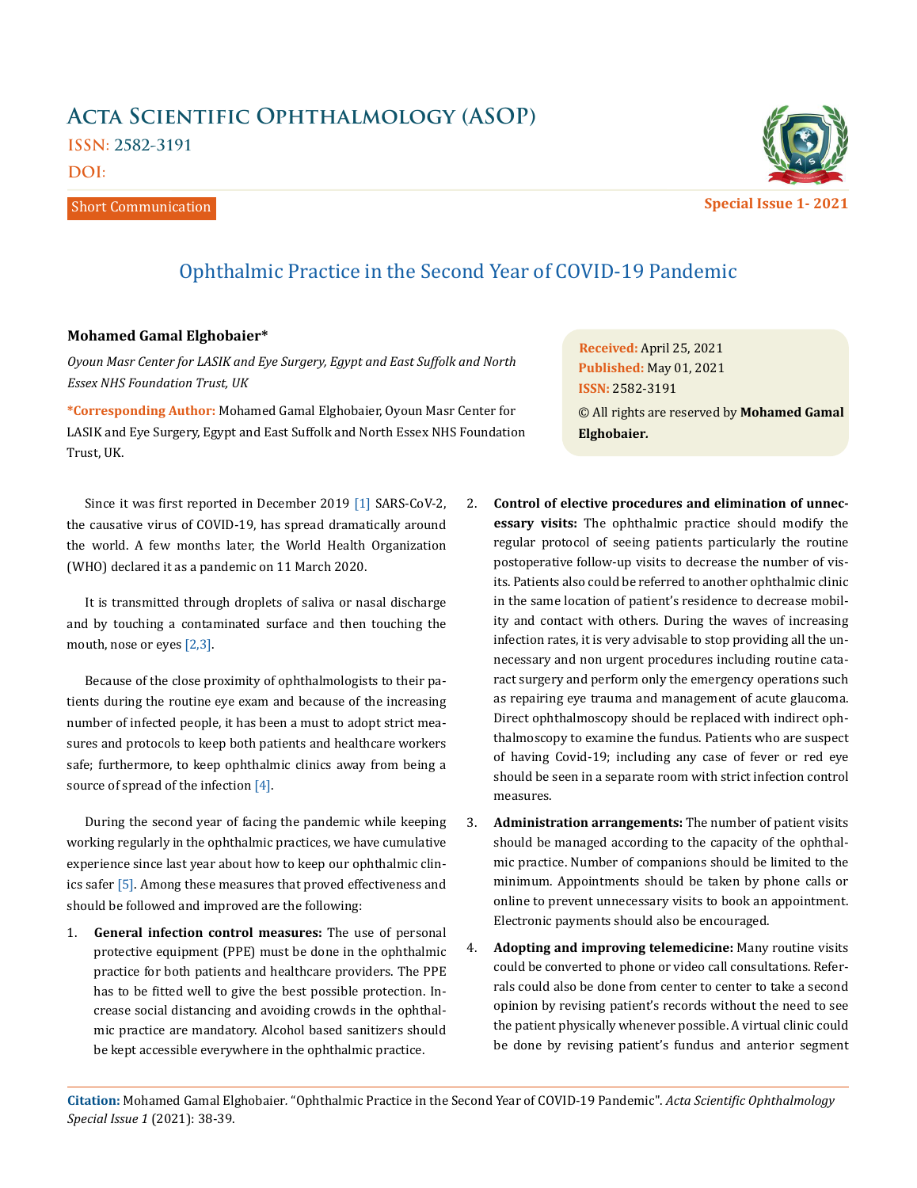# Acta Scientific Ophthalmology (ASOP)

ISSN: 2582-3191

DOI:

Short Communication

Special Issue 1- 2021

## Ophthalmic Practice in the Second Year of COVID-19 Pandemic

**Mohamed Gamal Elghobaier***

*Oyoun Masr Center for LASIK and Eye Surgery, Egypt and East Suffolk and North Essex NHS Foundation Trust, UK*

**\*Corresponding Author:** Mohamed Gamal Elghobaier, Oyoun Masr Center for LASIK and Eye Surgery, Egypt and East Suffolk and North Essex NHS Foundation Trust, UK.

**Received:** April 25, 2021
**Published:** May 01, 2021
**ISSN:** 2582-3191
© All rights are reserved by **Mohamed Gamal Elghobaier.**

Since it was first reported in December 2019 [1] SARS-CoV-2, the causative virus of COVID-19, has spread dramatically around the world. A few months later, the World Health Organization (WHO) declared it as a pandemic on 11 March 2020.

It is transmitted through droplets of saliva or nasal discharge and by touching a contaminated surface and then touching the mouth, nose or eyes [2,3].

Because of the close proximity of ophthalmologists to their patients during the routine eye exam and because of the increasing number of infected people, it has been a must to adopt strict measures and protocols to keep both patients and healthcare workers safe; furthermore, to keep ophthalmic clinics away from being a source of spread of the infection [4].

During the second year of facing the pandemic while keeping working regularly in the ophthalmic practices, we have cumulative experience since last year about how to keep our ophthalmic clinics safer [5]. Among these measures that proved effectiveness and should be followed and improved are the following:

1. **General infection control measures:** The use of personal protective equipment (PPE) must be done in the ophthalmic practice for both patients and healthcare providers. The PPE has to be fitted well to give the best possible protection. Increase social distancing and avoiding crowds in the ophthalmic practice are mandatory. Alcohol based sanitizers should be kept accessible everywhere in the ophthalmic practice.
2. **Control of elective procedures and elimination of unnecessary visits:** The ophthalmic practice should modify the regular protocol of seeing patients particularly the routine postoperative follow-up visits to decrease the number of visits. Patients also could be referred to another ophthalmic clinic in the same location of patient's residence to decrease mobility and contact with others. During the waves of increasing infection rates, it is very advisable to stop providing all the unnecessary and non urgent procedures including routine cataract surgery and perform only the emergency operations such as repairing eye trauma and management of acute glaucoma. Direct ophthalmoscopy should be replaced with indirect ophthalmoscopy to examine the fundus. Patients who are suspect of having Covid-19; including any case of fever or red eye should be seen in a separate room with strict infection control measures.
3. **Administration arrangements:** The number of patient visits should be managed according to the capacity of the ophthalmic practice. Number of companions should be limited to the minimum. Appointments should be taken by phone calls or online to prevent unnecessary visits to book an appointment. Electronic payments should also be encouraged.
4. **Adopting and improving telemedicine:** Many routine visits could be converted to phone or video call consultations. Referrals could also be done from center to center to take a second opinion by revising patient's records without the need to see the patient physically whenever possible. A virtual clinic could be done by revising patient's fundus and anterior segment

**Citation:** Mohamed Gamal Elghobaier. "Ophthalmic Practice in the Second Year of COVID-19 Pandemic". *Acta Scientific Ophthalmology Special Issue 1* (2021): 38-39.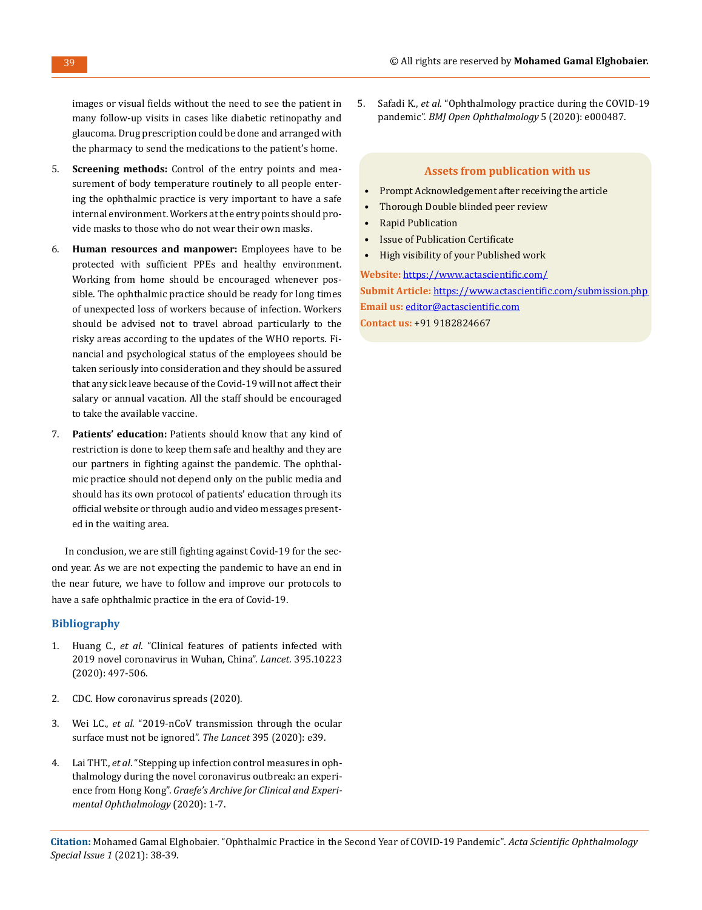images or visual fields without the need to see the patient in many follow-up visits in cases like diabetic retinopathy and glaucoma. Drug prescription could be done and arranged with the pharmacy to send the medications to the patient's home.

5. **Screening methods:** Control of the entry points and measurement of body temperature routinely to all people entering the ophthalmic practice is very important to have a safe internal environment. Workers at the entry points should provide masks to those who do not wear their own masks.

6. **Human resources and manpower:** Employees have to be protected with sufficient PPEs and healthy environment. Working from home should be encouraged whenever possible. The ophthalmic practice should be ready for long times of unexpected loss of workers because of infection. Workers should be advised not to travel abroad particularly to the risky areas according to the updates of the WHO reports. Financial and psychological status of the employees should be taken seriously into consideration and they should be assured that any sick leave because of the Covid-19 will not affect their salary or annual vacation. All the staff should be encouraged to take the available vaccine.

7. **Patients' education:** Patients should know that any kind of restriction is done to keep them safe and healthy and they are our partners in fighting against the pandemic. The ophthalmic practice should not depend only on the public media and should has its own protocol of patients' education through its official website or through audio and video messages presented in the waiting area.

In conclusion, we are still fighting against Covid-19 for the second year. As we are not expecting the pandemic to have an end in the near future, we have to follow and improve our protocols to have a safe ophthalmic practice in the era of Covid-19.

## Bibliography

1. Huang C., *et al*. "Clinical features of patients infected with 2019 novel coronavirus in Wuhan, China". *Lancet.* 395.10223 (2020): 497-506.
2. CDC. How coronavirus spreads (2020).
3. Wei LC., *et al*. "2019-nCoV transmission through the ocular surface must not be ignored". *The Lancet* 395 (2020): e39.
4. Lai THT., *et al*. "Stepping up infection control measures in ophthalmology during the novel coronavirus outbreak: an experience from Hong Kong". *Graefe's Archive for Clinical and Experimental Ophthalmology* (2020): 1-7.
5. Safadi K., *et al*. "Ophthalmology practice during the COVID-19 pandemic". *BMJ Open Ophthalmology* 5 (2020): e000487.

**Assets from publication with us**

- Prompt Acknowledgement after receiving the article
- Thorough Double blinded peer review
- Rapid Publication
- Issue of Publication Certificate
- High visibility of your Published work

**Website:** https://www.actascientific.com/
**Submit Article:** https://www.actascientific.com/submission.php
**Email us:** editor@actascientific.com
**Contact us:** +91 9182824667

**Citation:** Mohamed Gamal Elghobaier. "Ophthalmic Practice in the Second Year of COVID-19 Pandemic". *Acta Scientific Ophthalmology Special Issue 1* (2021): 38-39.